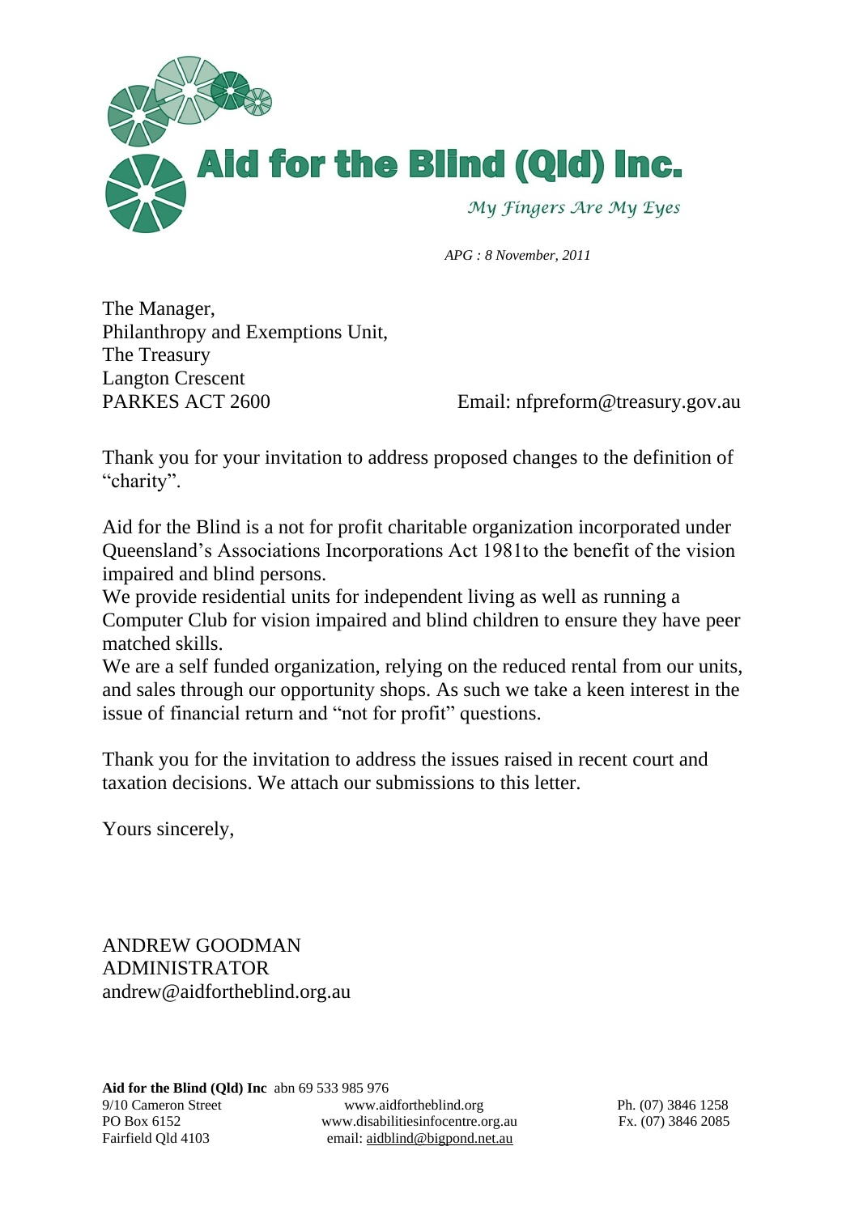# Aid for the Blind (Qld) Inc.

*My Fingers Are My Eyes*

*APG : 8 November, 2011*

The Manager,
Philanthropy and Exemptions Unit,
The Treasury
Langton Crescent
PARKES ACT 2600

Email: nfpreform@treasury.gov.au

Thank you for your invitation to address proposed changes to the definition of "charity".

Aid for the Blind is a not for profit charitable organization incorporated under Queensland's Associations Incorporations Act 1981to the benefit of the vision impaired and blind persons.
We provide residential units for independent living as well as running a Computer Club for vision impaired and blind children to ensure they have peer matched skills.
We are a self funded organization, relying on the reduced rental from our units, and sales through our opportunity shops. As such we take a keen interest in the issue of financial return and "not for profit" questions.

Thank you for the invitation to address the issues raised in recent court and taxation decisions. We attach our submissions to this letter.

Yours sincerely,

ANDREW GOODMAN
ADMINISTRATOR
andrew@aidfortheblind.org.au

**Aid for the Blind (Qld) Inc** abn 69 533 985 976
9/10 Cameron Street
PO Box 6152
Fairfield Qld 4103

www.aidfortheblind.org
www.disabilitiesinfocentre.org.au
email: aidblind@bigpond.net.au

Ph. (07) 3846 1258
Fx. (07) 3846 2085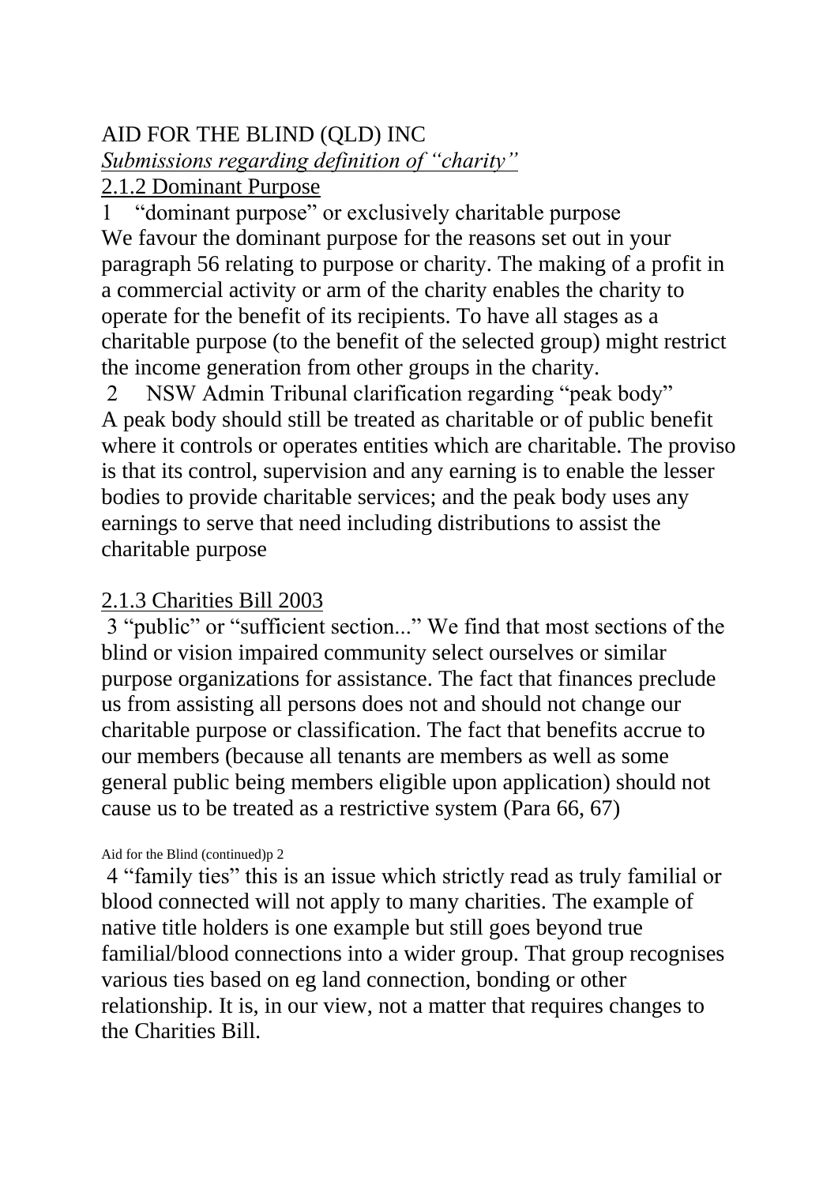AID FOR THE BLIND (QLD) INC

*Submissions regarding definition of "charity"*

2.1.2 Dominant Purpose

1 "dominant purpose" or exclusively charitable purpose

We favour the dominant purpose for the reasons set out in your paragraph 56 relating to purpose or charity. The making of a profit in a commercial activity or arm of the charity enables the charity to operate for the benefit of its recipients. To have all stages as a charitable purpose (to the benefit of the selected group) might restrict the income generation from other groups in the charity.

2 NSW Admin Tribunal clarification regarding "peak body"

A peak body should still be treated as charitable or of public benefit where it controls or operates entities which are charitable. The proviso is that its control, supervision and any earning is to enable the lesser bodies to provide charitable services; and the peak body uses any earnings to serve that need including distributions to assist the charitable purpose

2.1.3 Charities Bill 2003

3 "public" or "sufficient section..." We find that most sections of the blind or vision impaired community select ourselves or similar purpose organizations for assistance. The fact that finances preclude us from assisting all persons does not and should not change our charitable purpose or classification. The fact that benefits accrue to our members (because all tenants are members as well as some general public being members eligible upon application) should not cause us to be treated as a restrictive system (Para 66, 67)

4 "family ties" this is an issue which strictly read as truly familial or blood connected will not apply to many charities. The example of native title holders is one example but still goes beyond true familial/blood connections into a wider group. That group recognises various ties based on eg land connection, bonding or other relationship. It is, in our view, not a matter that requires changes to the Charities Bill.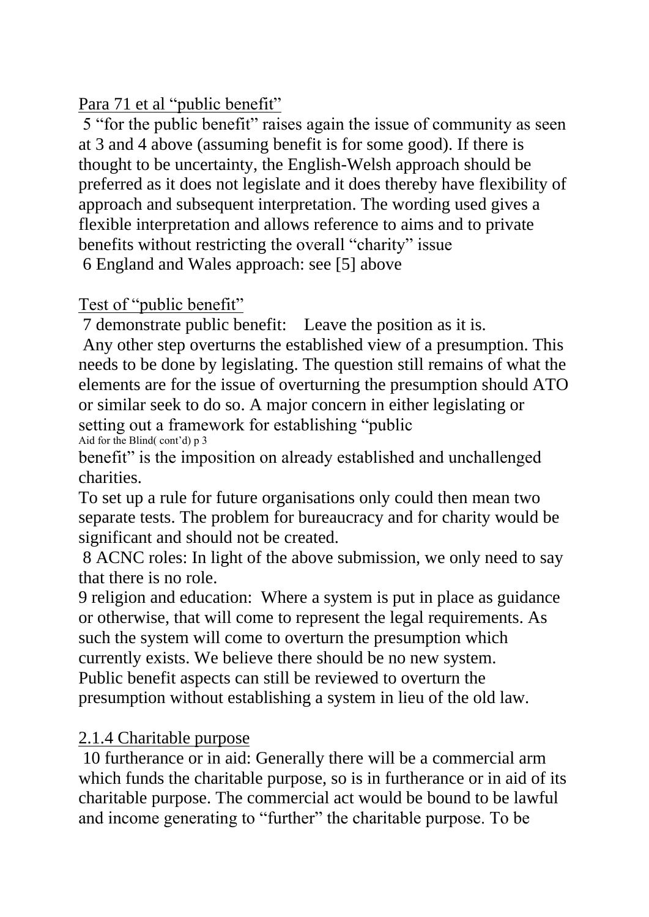Para 71 et al "public benefit"

5 "for the public benefit" raises again the issue of community as seen at 3 and 4 above (assuming benefit is for some good). If there is thought to be uncertainty, the English-Welsh approach should be preferred as it does not legislate and it does thereby have flexibility of approach and subsequent interpretation. The wording used gives a flexible interpretation and allows reference to aims and to private benefits without restricting the overall "charity" issue

6 England and Wales approach: see [5] above

Test of "public benefit"

7 demonstrate public benefit: Leave the position as it is.

Any other step overturns the established view of a presumption. This needs to be done by legislating. The question still remains of what the elements are for the issue of overturning the presumption should ATO or similar seek to do so. A major concern in either legislating or setting out a framework for establishing "public benefit" is the imposition on already established and unchallenged charities.

To set up a rule for future organisations only could then mean two separate tests. The problem for bureaucracy and for charity would be significant and should not be created.

8 ACNC roles: In light of the above submission, we only need to say that there is no role.

9 religion and education: Where a system is put in place as guidance or otherwise, that will come to represent the legal requirements. As such the system will come to overturn the presumption which currently exists. We believe there should be no new system.
Public benefit aspects can still be reviewed to overturn the presumption without establishing a system in lieu of the old law.

2.1.4 Charitable purpose

10 furtherance or in aid: Generally there will be a commercial arm which funds the charitable purpose, so is in furtherance or in aid of its charitable purpose. The commercial act would be bound to be lawful and income generating to "further" the charitable purpose. To be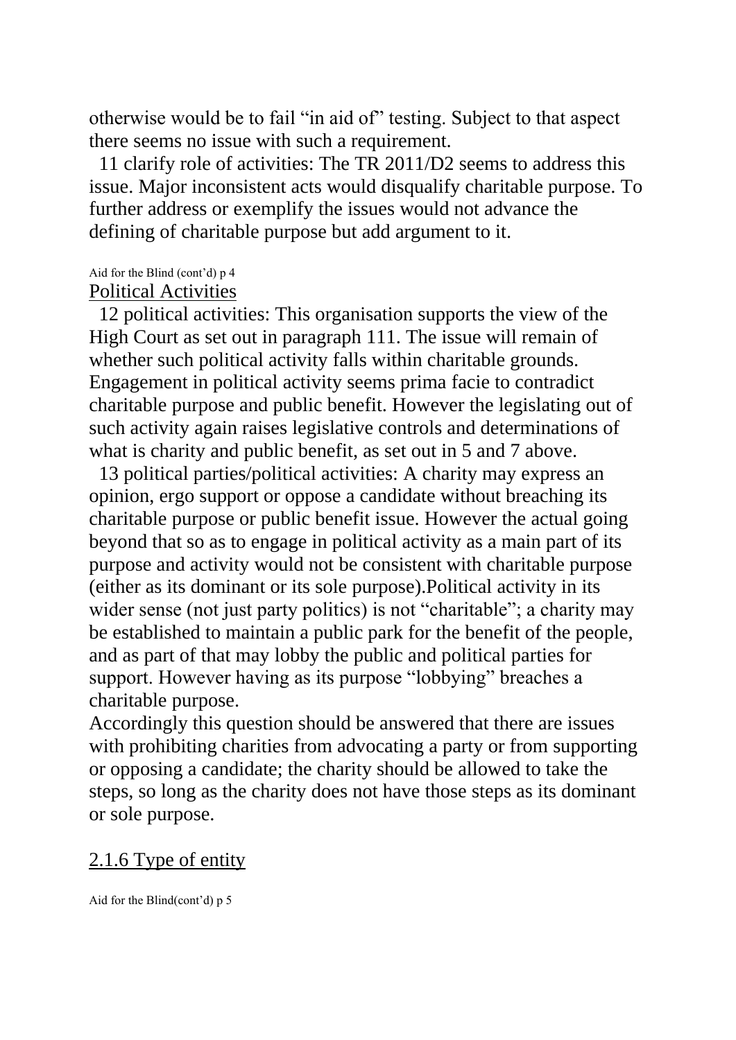otherwise would be to fail "in aid of" testing. Subject to that aspect there seems no issue with such a requirement.

11 clarify role of activities: The TR 2011/D2 seems to address this issue. Major inconsistent acts would disqualify charitable purpose. To further address or exemplify the issues would not advance the defining of charitable purpose but add argument to it.

Aid for the Blind (cont'd) p 4

## Political Activities

12 political activities: This organisation supports the view of the High Court as set out in paragraph 111. The issue will remain of whether such political activity falls within charitable grounds. Engagement in political activity seems prima facie to contradict charitable purpose and public benefit. However the legislating out of such activity again raises legislative controls and determinations of what is charity and public benefit, as set out in 5 and 7 above.

13 political parties/political activities: A charity may express an opinion, ergo support or oppose a candidate without breaching its charitable purpose or public benefit issue. However the actual going beyond that so as to engage in political activity as a main part of its purpose and activity would not be consistent with charitable purpose (either as its dominant or its sole purpose).Political activity in its wider sense (not just party politics) is not "charitable"; a charity may be established to maintain a public park for the benefit of the people, and as part of that may lobby the public and political parties for support. However having as its purpose "lobbying" breaches a charitable purpose.

Accordingly this question should be answered that there are issues with prohibiting charities from advocating a party or from supporting or opposing a candidate; the charity should be allowed to take the steps, so long as the charity does not have those steps as its dominant or sole purpose.

## 2.1.6 Type of entity

Aid for the Blind(cont'd) p 5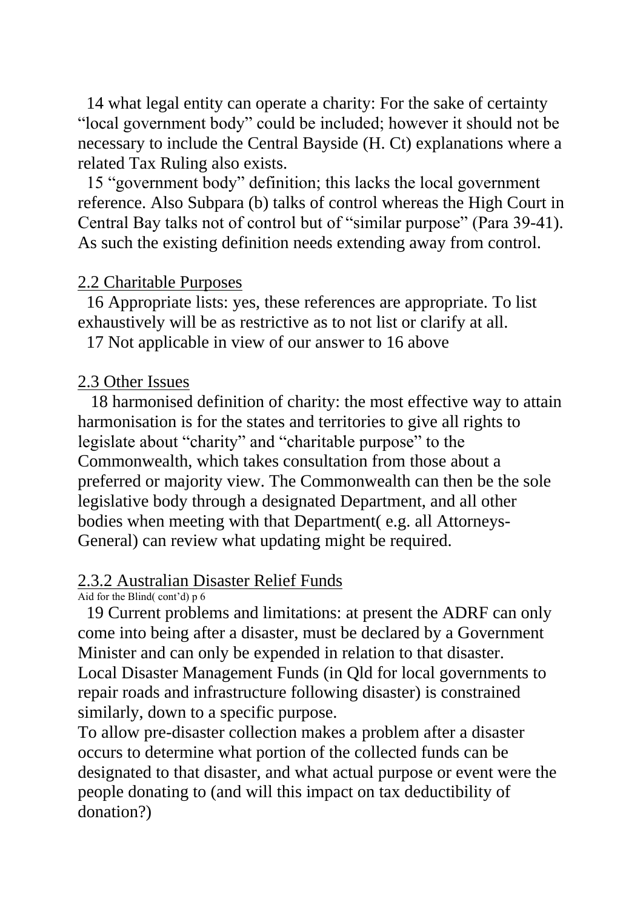14 what legal entity can operate a charity: For the sake of certainty "local government body" could be included; however it should not be necessary to include the Central Bayside (H. Ct) explanations where a related Tax Ruling also exists.

15 "government body" definition; this lacks the local government reference. Also Subpara (b) talks of control whereas the High Court in Central Bay talks not of control but of "similar purpose" (Para 39-41). As such the existing definition needs extending away from control.

<u>2.2 Charitable Purposes</u>

16 Appropriate lists: yes, these references are appropriate. To list exhaustively will be as restrictive as to not list or clarify at all.

17 Not applicable in view of our answer to 16 above

<u>2.3 Other Issues</u>

18 harmonised definition of charity: the most effective way to attain harmonisation is for the states and territories to give all rights to legislate about "charity" and "charitable purpose" to the Commonwealth, which takes consultation from those about a preferred or majority view. The Commonwealth can then be the sole legislative body through a designated Department, and all other bodies when meeting with that Department( e.g. all Attorneys-General) can review what updating might be required.

<u>2.3.2 Australian Disaster Relief Funds</u>

19 Current problems and limitations: at present the ADRF can only come into being after a disaster, must be declared by a Government Minister and can only be expended in relation to that disaster. Local Disaster Management Funds (in Qld for local governments to repair roads and infrastructure following disaster) is constrained similarly, down to a specific purpose.

To allow pre-disaster collection makes a problem after a disaster occurs to determine what portion of the collected funds can be designated to that disaster, and what actual purpose or event were the people donating to (and will this impact on tax deductibility of donation?)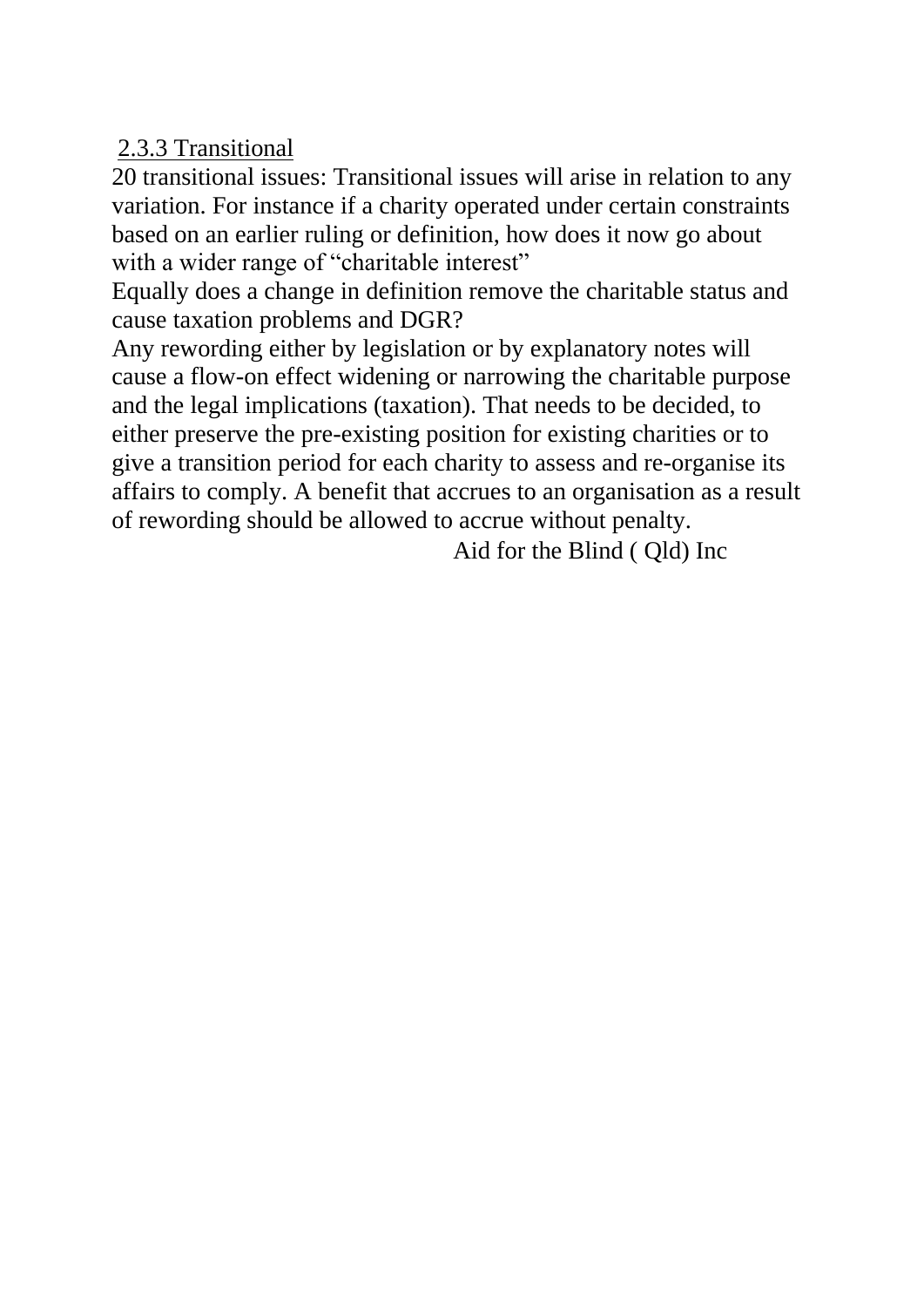### 2.3.3 Transitional

20 transitional issues: Transitional issues will arise in relation to any variation. For instance if a charity operated under certain constraints based on an earlier ruling or definition, how does it now go about with a wider range of "charitable interest"

Equally does a change in definition remove the charitable status and cause taxation problems and DGR?

Any rewording either by legislation or by explanatory notes will cause a flow-on effect widening or narrowing the charitable purpose and the legal implications (taxation). That needs to be decided, to either preserve the pre-existing position for existing charities or to give a transition period for each charity to assess and re-organise its affairs to comply. A benefit that accrues to an organisation as a result of rewording should be allowed to accrue without penalty.

Aid for the Blind ( Qld) Inc